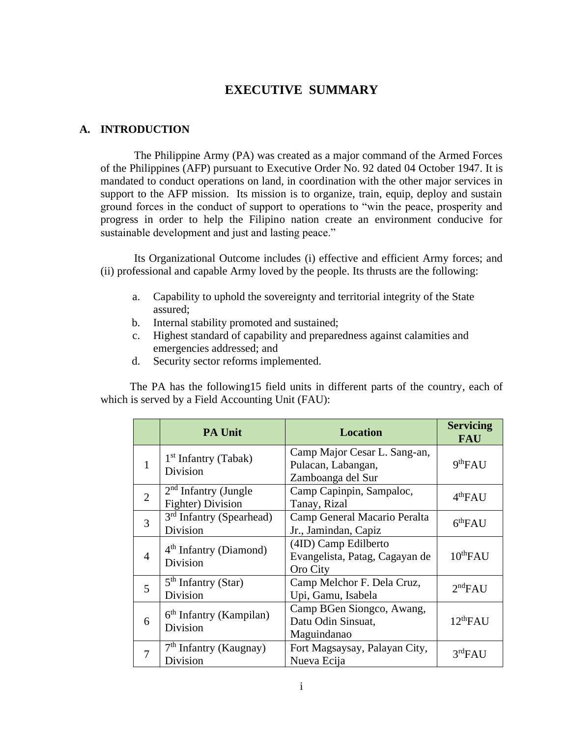# EXECUTIVE SUMMARY

## A. INTRODUCTION

The Philippine Army (PA) was created as a major command of the Armed Forces of the Philippines (AFP) pursuant to Executive Order No. 92 dated 04 October 1947. It is mandated to conduct operations on land, in coordination with the other major services in support to the AFP mission. Its mission is to organize, train, equip, deploy and sustain ground forces in the conduct of support to operations to "win the peace, prosperity and progress in order to help the Filipino nation create an environment conducive for sustainable development and just and lasting peace."

Its Organizational Outcome includes (i) effective and efficient Army forces; and (ii) professional and capable Army loved by the people. Its thrusts are the following:

a. Capability to uphold the sovereignty and territorial integrity of the State assured;
b. Internal stability promoted and sustained;
c. Highest standard of capability and preparedness against calamities and emergencies addressed; and
d. Security sector reforms implemented.

The PA has the following15 field units in different parts of the country, each of which is served by a Field Accounting Unit (FAU):

| | PA Unit | Location | Servicing FAU |
|---|---|---|---|
| 1 | 1st Infantry (Tabak) Division | Camp Major Cesar L. Sang-an, Pulacan, Labangan, Zamboanga del Sur | 9thFAU |
| 2 | 2nd Infantry (Jungle Fighter) Division | Camp Capinpin, Sampaloc, Tanay, Rizal | 4thFAU |
| 3 | 3rd Infantry (Spearhead) Division | Camp General Macario Peralta Jr., Jamindan, Capiz | 6thFAU |
| 4 | 4th Infantry (Diamond) Division | (4ID) Camp Edilberto Evangelista, Patag, Cagayan de Oro City | 10thFAU |
| 5 | 5th Infantry (Star) Division | Camp Melchor F. Dela Cruz, Upi, Gamu, Isabela | 2ndFAU |
| 6 | 6th Infantry (Kampilan) Division | Camp BGen Siongco, Awang, Datu Odin Sinsuat, Maguindanao | 12thFAU |
| 7 | 7th Infantry (Kaugnay) Division | Fort Magsaysay, Palayan City, Nueva Ecija | 3rdFAU |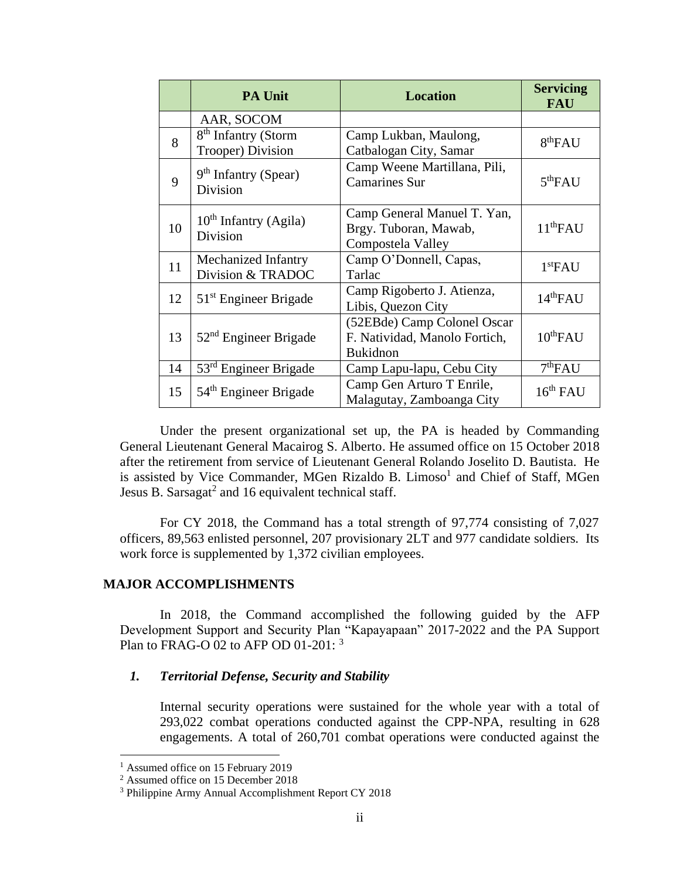| | PA Unit | Location | Servicing FAU |
|---|---|---|---|
| | AAR, SOCOM | | |
| 8 | 8th Infantry (Storm Trooper) Division | Camp Lukban, Maulong, Catbalogan City, Samar | 8thFAU |
| 9 | 9th Infantry (Spear) Division | Camp Weene Martillana, Pili, Camarines Sur | 5thFAU |
| 10 | 10th Infantry (Agila) Division | Camp General Manuel T. Yan, Brgy. Tuboran, Mawab, Compostela Valley | 11thFAU |
| 11 | Mechanized Infantry Division & TRADOC | Camp O'Donnell, Capas, Tarlac | 1stFAU |
| 12 | 51st Engineer Brigade | Camp Rigoberto J. Atienza, Libis, Quezon City | 14thFAU |
| 13 | 52nd Engineer Brigade | (52EBde) Camp Colonel Oscar F. Natividad, Manolo Fortich, Bukidnon | 10thFAU |
| 14 | 53rd Engineer Brigade | Camp Lapu-lapu, Cebu City | 7thFAU |
| 15 | 54th Engineer Brigade | Camp Gen Arturo T Enrile, Malagutay, Zamboanga City | 16th FAU |

Under the present organizational set up, the PA is headed by Commanding General Lieutenant General Macairog S. Alberto. He assumed office on 15 October 2018 after the retirement from service of Lieutenant General Rolando Joselito D. Bautista. He is assisted by Vice Commander, MGen Rizaldo B. Limoso[1] and Chief of Staff, MGen Jesus B. Sarsagat[2] and 16 equivalent technical staff.

For CY 2018, the Command has a total strength of 97,774 consisting of 7,027 officers, 89,563 enlisted personnel, 207 provisionary 2LT and 977 candidate soldiers. Its work force is supplemented by 1,372 civilian employees.

## MAJOR ACCOMPLISHMENTS

In 2018, the Command accomplished the following guided by the AFP Development Support and Security Plan "Kapayapaan" 2017-2022 and the PA Support Plan to FRAG-O 02 to AFP OD 01-201: [3]

### *1. Territorial Defense, Security and Stability*

Internal security operations were sustained for the whole year with a total of 293,022 combat operations conducted against the CPP-NPA, resulting in 628 engagements. A total of 260,701 combat operations were conducted against the

[1] Assumed office on 15 February 2019
[2] Assumed office on 15 December 2018
[3] Philippine Army Annual Accomplishment Report CY 2018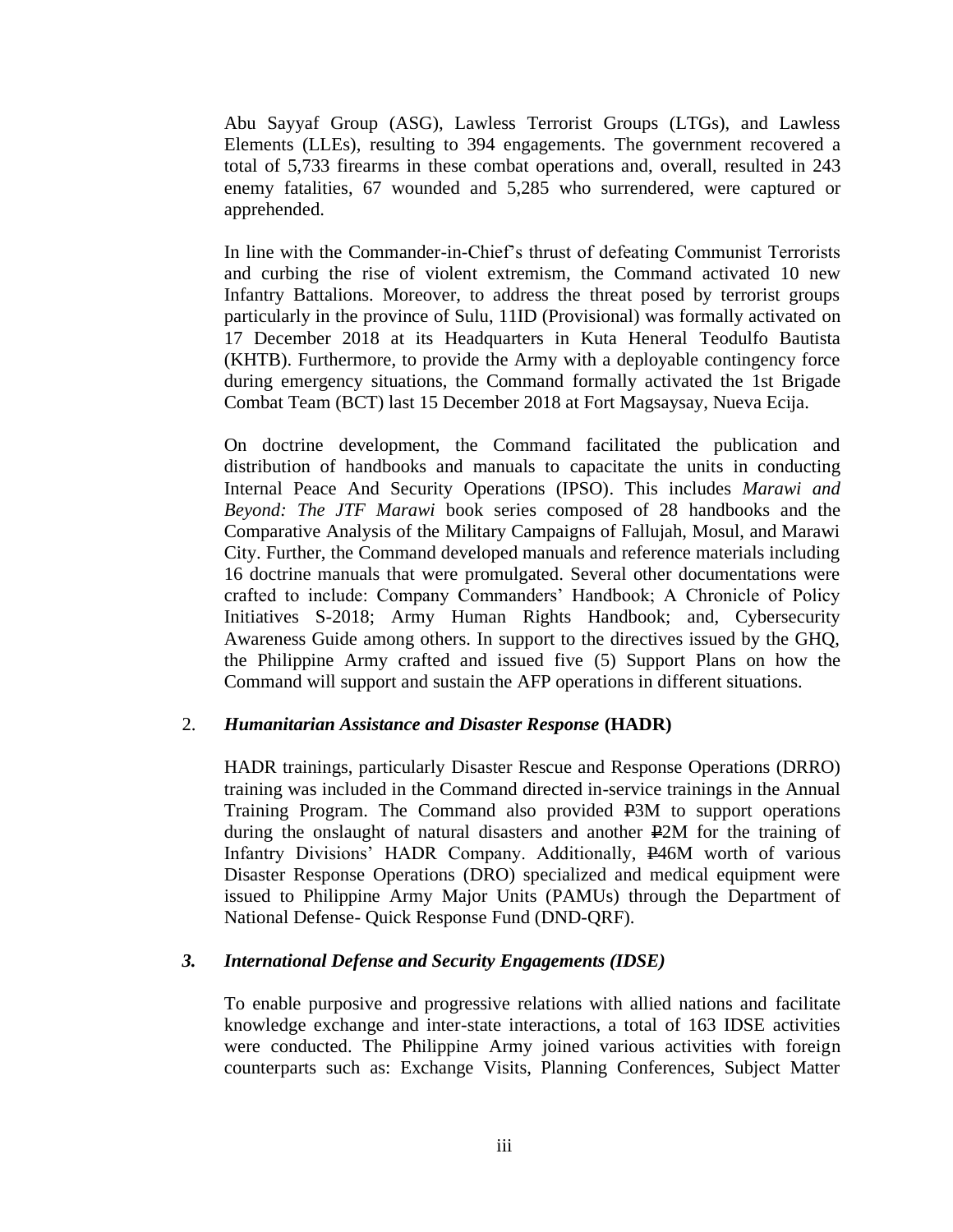Abu Sayyaf Group (ASG), Lawless Terrorist Groups (LTGs), and Lawless Elements (LLEs), resulting to 394 engagements. The government recovered a total of 5,733 firearms in these combat operations and, overall, resulted in 243 enemy fatalities, 67 wounded and 5,285 who surrendered, were captured or apprehended.

In line with the Commander-in-Chief's thrust of defeating Communist Terrorists and curbing the rise of violent extremism, the Command activated 10 new Infantry Battalions. Moreover, to address the threat posed by terrorist groups particularly in the province of Sulu, 11ID (Provisional) was formally activated on 17 December 2018 at its Headquarters in Kuta Heneral Teodulfo Bautista (KHTB). Furthermore, to provide the Army with a deployable contingency force during emergency situations, the Command formally activated the 1st Brigade Combat Team (BCT) last 15 December 2018 at Fort Magsaysay, Nueva Ecija.

On doctrine development, the Command facilitated the publication and distribution of handbooks and manuals to capacitate the units in conducting Internal Peace And Security Operations (IPSO). This includes *Marawi and Beyond: The JTF Marawi* book series composed of 28 handbooks and the Comparative Analysis of the Military Campaigns of Fallujah, Mosul, and Marawi City. Further, the Command developed manuals and reference materials including 16 doctrine manuals that were promulgated. Several other documentations were crafted to include: Company Commanders' Handbook; A Chronicle of Policy Initiatives S-2018; Army Human Rights Handbook; and, Cybersecurity Awareness Guide among others. In support to the directives issued by the GHQ, the Philippine Army crafted and issued five (5) Support Plans on how the Command will support and sustain the AFP operations in different situations.

2. ***Humanitarian Assistance and Disaster Response* (HADR)**

HADR trainings, particularly Disaster Rescue and Response Operations (DRRO) training was included in the Command directed in-service trainings in the Annual Training Program. The Command also provided ₱3M to support operations during the onslaught of natural disasters and another ₱2M for the training of Infantry Divisions' HADR Company. Additionally, ₱46M worth of various Disaster Response Operations (DRO) specialized and medical equipment were issued to Philippine Army Major Units (PAMUs) through the Department of National Defense- Quick Response Fund (DND-QRF).

***3. International Defense and Security Engagements (IDSE)***

To enable purposive and progressive relations with allied nations and facilitate knowledge exchange and inter-state interactions, a total of 163 IDSE activities were conducted. The Philippine Army joined various activities with foreign counterparts such as: Exchange Visits, Planning Conferences, Subject Matter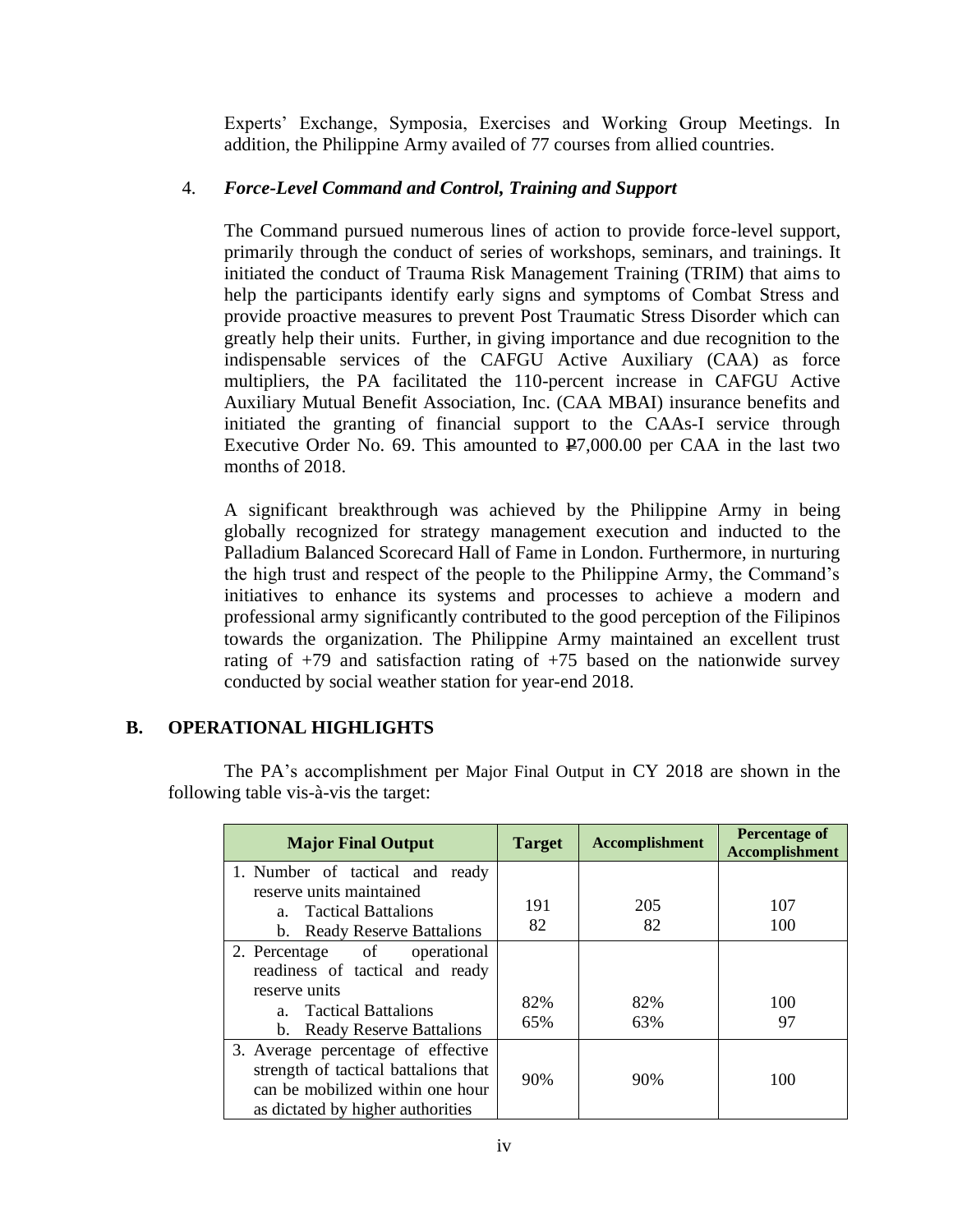Experts' Exchange, Symposia, Exercises and Working Group Meetings. In addition, the Philippine Army availed of 77 courses from allied countries.

4. ***Force-Level Command and Control, Training and Support***

The Command pursued numerous lines of action to provide force-level support, primarily through the conduct of series of workshops, seminars, and trainings. It initiated the conduct of Trauma Risk Management Training (TRIM) that aims to help the participants identify early signs and symptoms of Combat Stress and provide proactive measures to prevent Post Traumatic Stress Disorder which can greatly help their units. Further, in giving importance and due recognition to the indispensable services of the CAFGU Active Auxiliary (CAA) as force multipliers, the PA facilitated the 110-percent increase in CAFGU Active Auxiliary Mutual Benefit Association, Inc. (CAA MBAI) insurance benefits and initiated the granting of financial support to the CAAs-I service through Executive Order No. 69. This amounted to ₱7,000.00 per CAA in the last two months of 2018.

A significant breakthrough was achieved by the Philippine Army in being globally recognized for strategy management execution and inducted to the Palladium Balanced Scorecard Hall of Fame in London. Furthermore, in nurturing the high trust and respect of the people to the Philippine Army, the Command's initiatives to enhance its systems and processes to achieve a modern and professional army significantly contributed to the good perception of the Filipinos towards the organization. The Philippine Army maintained an excellent trust rating of +79 and satisfaction rating of +75 based on the nationwide survey conducted by social weather station for year-end 2018.

## B. OPERATIONAL HIGHLIGHTS

The PA's accomplishment per Major Final Output in CY 2018 are shown in the following table vis-à-vis the target:

| Major Final Output | Target | Accomplishment | Percentage of Accomplishment |
|---|---|---|---|
| 1. Number of tactical and ready reserve units maintained | | | |
| a. Tactical Battalions | 191 | 205 | 107 |
| b. Ready Reserve Battalions | 82 | 82 | 100 |
| 2. Percentage of operational readiness of tactical and ready reserve units | | | |
| a. Tactical Battalions | 82% | 82% | 100 |
| b. Ready Reserve Battalions | 65% | 63% | 97 |
| 3. Average percentage of effective strength of tactical battalions that can be mobilized within one hour as dictated by higher authorities | 90% | 90% | 100 |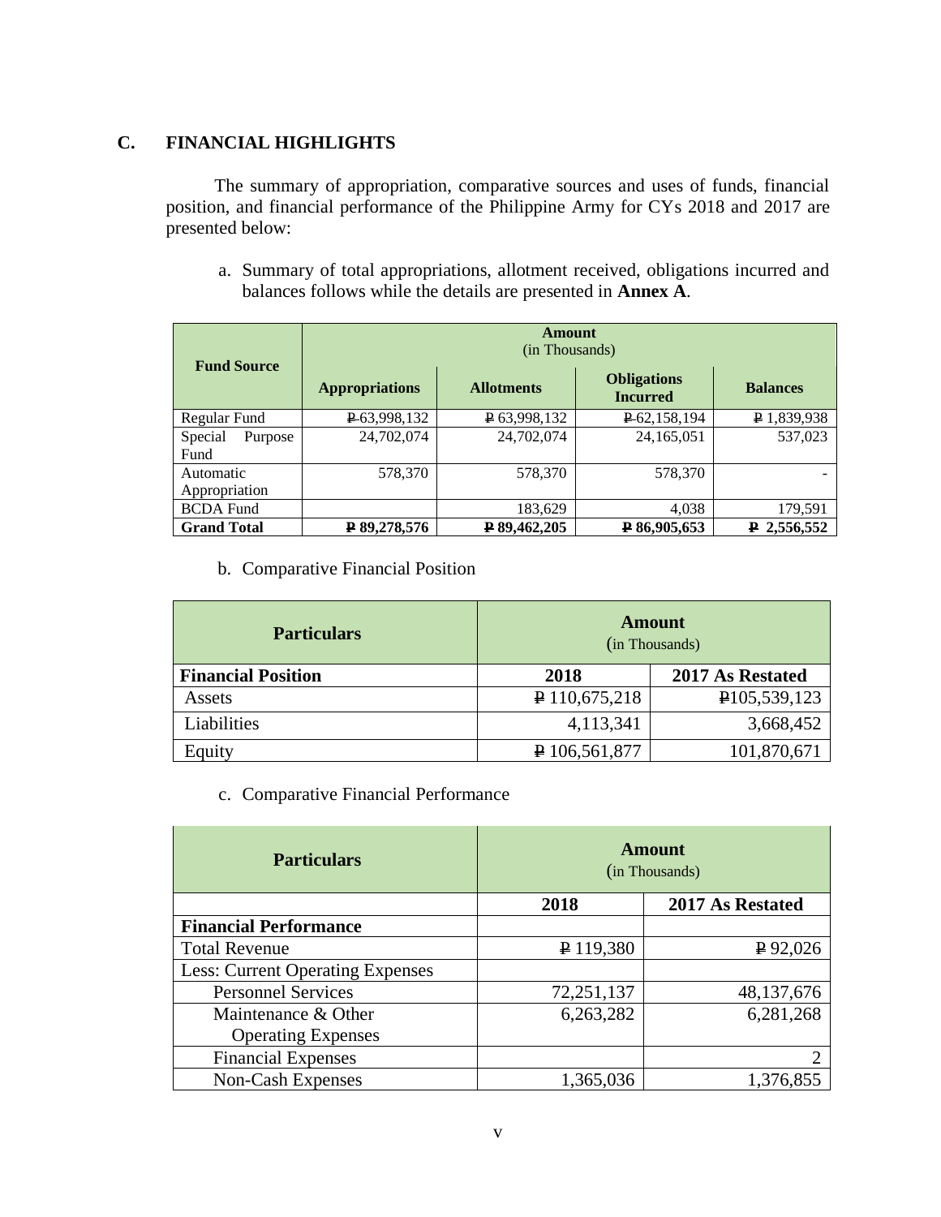## C. FINANCIAL HIGHLIGHTS

The summary of appropriation, comparative sources and uses of funds, financial position, and financial performance of the Philippine Army for CYs 2018 and 2017 are presented below:

a. Summary of total appropriations, allotment received, obligations incurred and balances follows while the details are presented in **Annex A**.

| Fund Source | Amount (in Thousands) | | | |
|---|---|---|---|---|
| | Appropriations | Allotments | Obligations Incurred | Balances |
| Regular Fund | ₱63,998,132 | ₱ 63,998,132 | ₱62,158,194 | ₱ 1,839,938 |
| Special Purpose Fund | 24,702,074 | 24,702,074 | 24,165,051 | 537,023 |
| Automatic Appropriation | 578,370 | 578,370 | 578,370 | - |
| BCDA Fund | | 183,629 | 4,038 | 179,591 |
| **Grand Total** | **₱ 89,278,576** | **₱ 89,462,205** | **₱ 86,905,653** | **₱ 2,556,552** |

b. Comparative Financial Position

| Particulars | Amount (in Thousands) | |
|---|---|---|
| **Financial Position** | **2018** | **2017 As Restated** |
| Assets | ₱ 110,675,218 | ₱105,539,123 |
| Liabilities | 4,113,341 | 3,668,452 |
| Equity | ₱ 106,561,877 | 101,870,671 |

c. Comparative Financial Performance

| Particulars | Amount (in Thousands) | |
|---|---|---|
| | **2018** | **2017 As Restated** |
| **Financial Performance** | | |
| Total Revenue | ₱ 119,380 | ₱ 92,026 |
| Less: Current Operating Expenses | | |
| Personnel Services | 72,251,137 | 48,137,676 |
| Maintenance & Other Operating Expenses | 6,263,282 | 6,281,268 |
| Financial Expenses | | 2 |
| Non-Cash Expenses | 1,365,036 | 1,376,855 |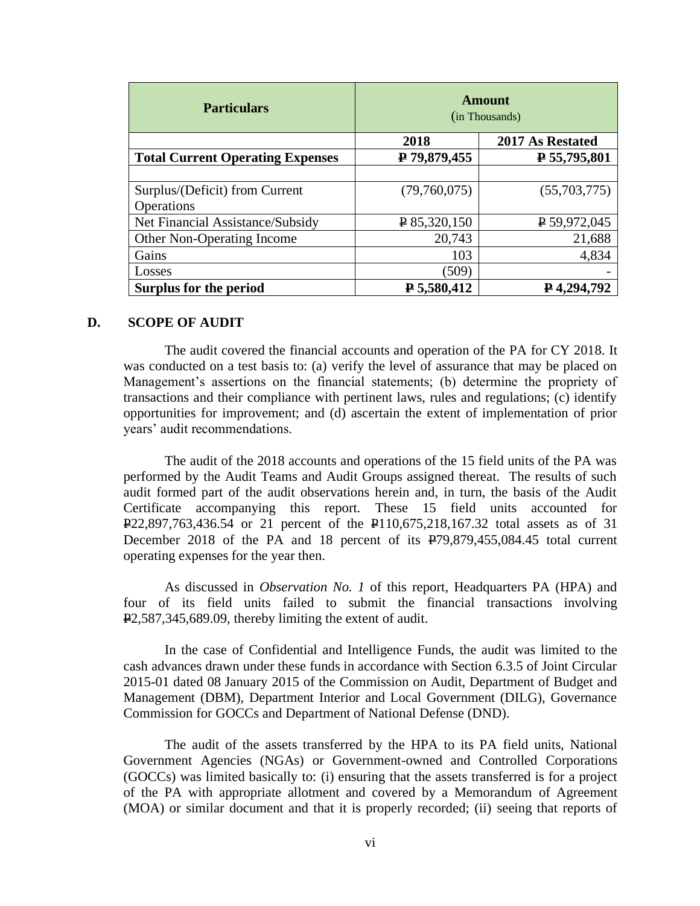| Particulars | Amount (in Thousands) | |
|---|---|---|
| | **2018** | **2017 As Restated** |
| **Total Current Operating Expenses** | **₱ 79,879,455** | **₱ 55,795,801** |
| | | |
| Surplus/(Deficit) from Current Operations | (79,760,075) | (55,703,775) |
| Net Financial Assistance/Subsidy | ₱ 85,320,150 | ₱ 59,972,045 |
| Other Non-Operating Income | 20,743 | 21,688 |
| Gains | 103 | 4,834 |
| Losses | (509) | - |
| **Surplus for the period** | **₱ 5,580,412** | **₱ 4,294,792** |

## D. SCOPE OF AUDIT

The audit covered the financial accounts and operation of the PA for CY 2018. It was conducted on a test basis to: (a) verify the level of assurance that may be placed on Management's assertions on the financial statements; (b) determine the propriety of transactions and their compliance with pertinent laws, rules and regulations; (c) identify opportunities for improvement; and (d) ascertain the extent of implementation of prior years' audit recommendations.

The audit of the 2018 accounts and operations of the 15 field units of the PA was performed by the Audit Teams and Audit Groups assigned thereat. The results of such audit formed part of the audit observations herein and, in turn, the basis of the Audit Certificate accompanying this report. These 15 field units accounted for ₱22,897,763,436.54 or 21 percent of the ₱110,675,218,167.32 total assets as of 31 December 2018 of the PA and 18 percent of its ₱79,879,455,084.45 total current operating expenses for the year then.

As discussed in *Observation No. 1* of this report, Headquarters PA (HPA) and four of its field units failed to submit the financial transactions involving ₱2,587,345,689.09, thereby limiting the extent of audit.

In the case of Confidential and Intelligence Funds, the audit was limited to the cash advances drawn under these funds in accordance with Section 6.3.5 of Joint Circular 2015-01 dated 08 January 2015 of the Commission on Audit, Department of Budget and Management (DBM), Department Interior and Local Government (DILG), Governance Commission for GOCCs and Department of National Defense (DND).

The audit of the assets transferred by the HPA to its PA field units, National Government Agencies (NGAs) or Government-owned and Controlled Corporations (GOCCs) was limited basically to: (i) ensuring that the assets transferred is for a project of the PA with appropriate allotment and covered by a Memorandum of Agreement (MOA) or similar document and that it is properly recorded; (ii) seeing that reports of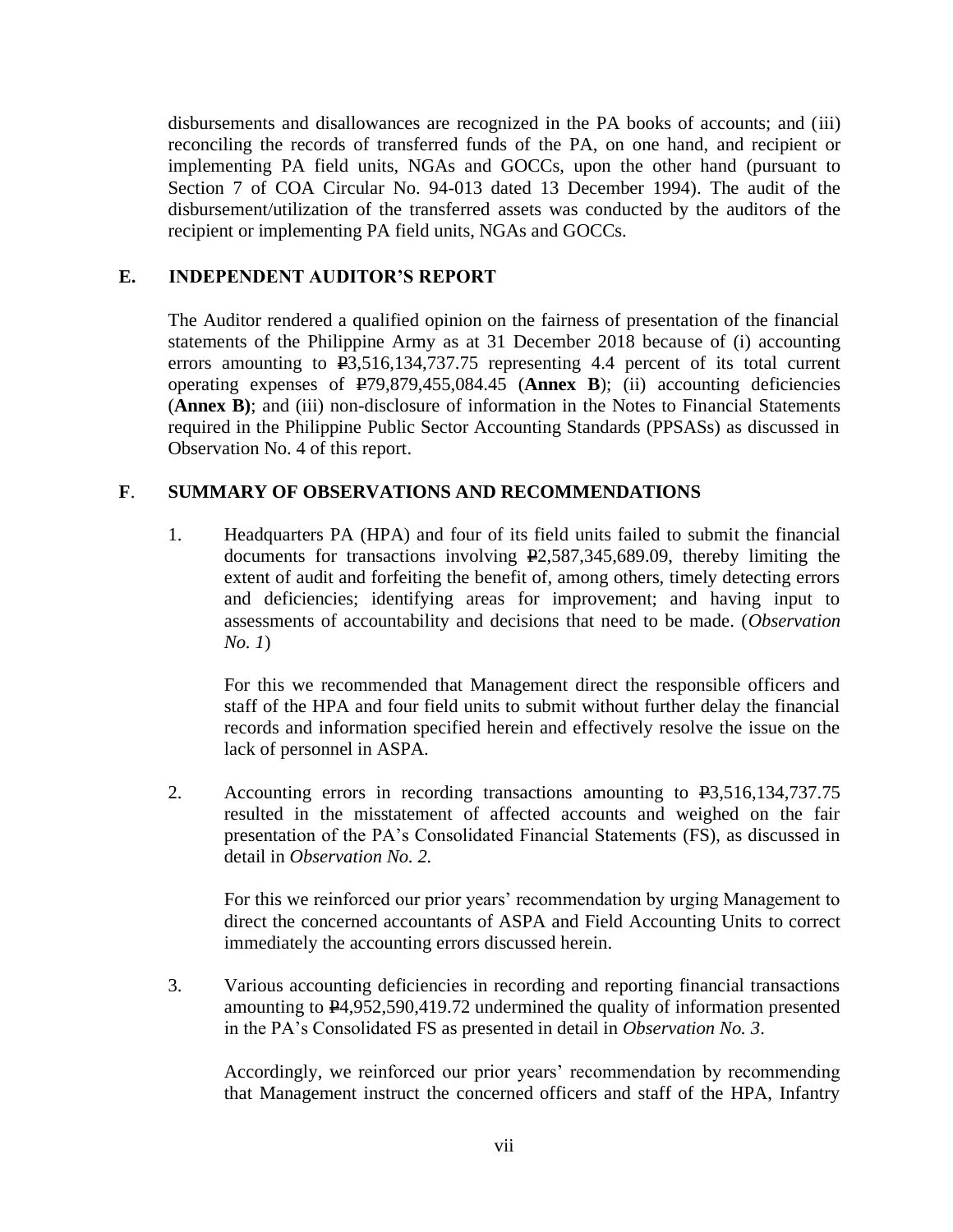disbursements and disallowances are recognized in the PA books of accounts; and (iii) reconciling the records of transferred funds of the PA, on one hand, and recipient or implementing PA field units, NGAs and GOCCs, upon the other hand (pursuant to Section 7 of COA Circular No. 94-013 dated 13 December 1994). The audit of the disbursement/utilization of the transferred assets was conducted by the auditors of the recipient or implementing PA field units, NGAs and GOCCs.

## E. INDEPENDENT AUDITOR'S REPORT

The Auditor rendered a qualified opinion on the fairness of presentation of the financial statements of the Philippine Army as at 31 December 2018 because of (i) accounting errors amounting to ₱3,516,134,737.75 representing 4.4 percent of its total current operating expenses of ₱79,879,455,084.45 (**Annex B**); (ii) accounting deficiencies (**Annex B)**; and (iii) non-disclosure of information in the Notes to Financial Statements required in the Philippine Public Sector Accounting Standards (PPSASs) as discussed in Observation No. 4 of this report.

## F. SUMMARY OF OBSERVATIONS AND RECOMMENDATIONS

1. Headquarters PA (HPA) and four of its field units failed to submit the financial documents for transactions involving ₱2,587,345,689.09, thereby limiting the extent of audit and forfeiting the benefit of, among others, timely detecting errors and deficiencies; identifying areas for improvement; and having input to assessments of accountability and decisions that need to be made. (*Observation No. 1*)

   For this we recommended that Management direct the responsible officers and staff of the HPA and four field units to submit without further delay the financial records and information specified herein and effectively resolve the issue on the lack of personnel in ASPA.

2. Accounting errors in recording transactions amounting to ₱3,516,134,737.75 resulted in the misstatement of affected accounts and weighed on the fair presentation of the PA's Consolidated Financial Statements (FS), as discussed in detail in *Observation No. 2.*

   For this we reinforced our prior years' recommendation by urging Management to direct the concerned accountants of ASPA and Field Accounting Units to correct immediately the accounting errors discussed herein.

3. Various accounting deficiencies in recording and reporting financial transactions amounting to ₱4,952,590,419.72 undermined the quality of information presented in the PA's Consolidated FS as presented in detail in *Observation No. 3*.

   Accordingly, we reinforced our prior years' recommendation by recommending that Management instruct the concerned officers and staff of the HPA, Infantry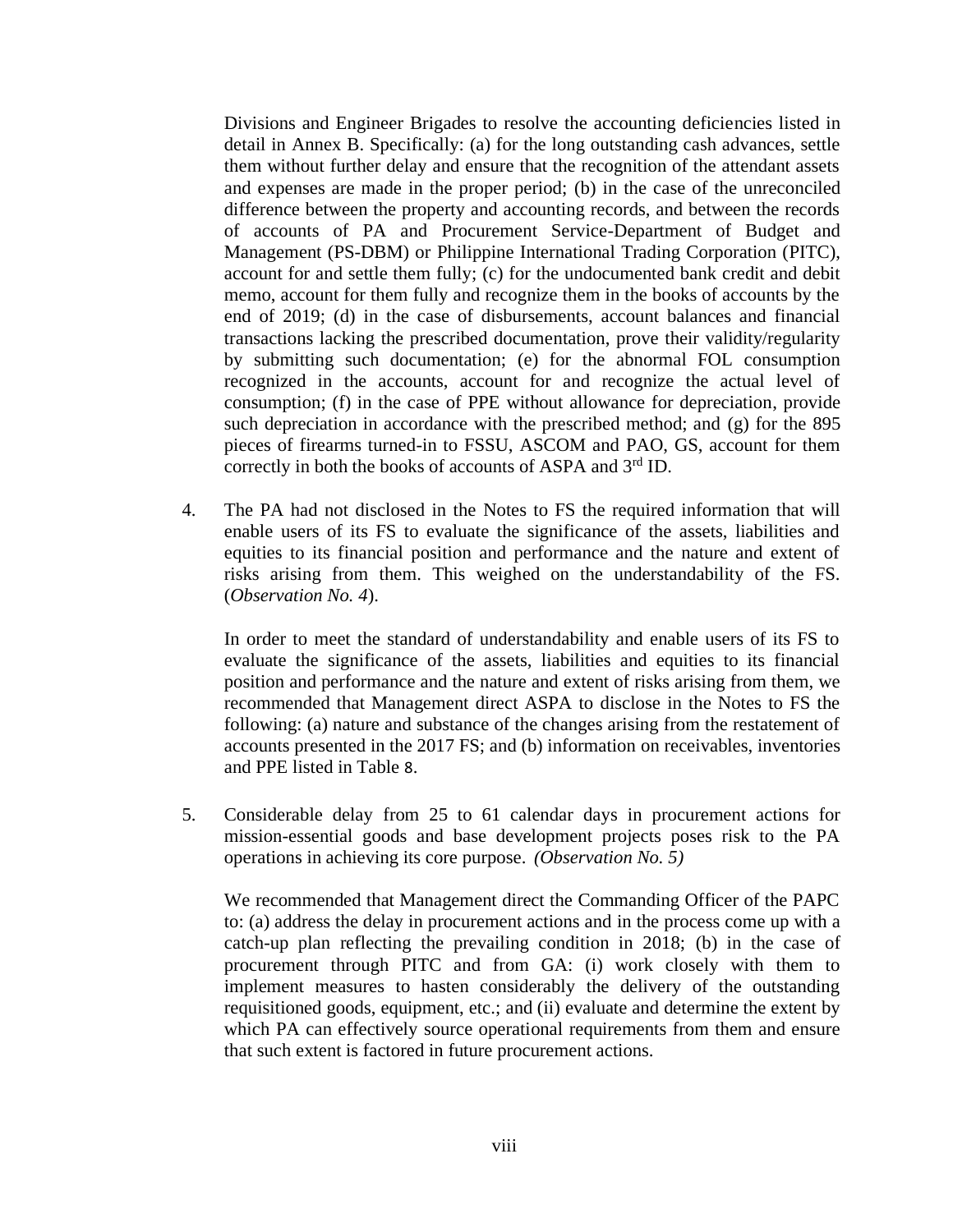Divisions and Engineer Brigades to resolve the accounting deficiencies listed in detail in Annex B. Specifically: (a) for the long outstanding cash advances, settle them without further delay and ensure that the recognition of the attendant assets and expenses are made in the proper period; (b) in the case of the unreconciled difference between the property and accounting records, and between the records of accounts of PA and Procurement Service-Department of Budget and Management (PS-DBM) or Philippine International Trading Corporation (PITC), account for and settle them fully; (c) for the undocumented bank credit and debit memo, account for them fully and recognize them in the books of accounts by the end of 2019; (d) in the case of disbursements, account balances and financial transactions lacking the prescribed documentation, prove their validity/regularity by submitting such documentation; (e) for the abnormal FOL consumption recognized in the accounts, account for and recognize the actual level of consumption; (f) in the case of PPE without allowance for depreciation, provide such depreciation in accordance with the prescribed method; and (g) for the 895 pieces of firearms turned-in to FSSU, ASCOM and PAO, GS, account for them correctly in both the books of accounts of ASPA and 3rd ID.

4. The PA had not disclosed in the Notes to FS the required information that will enable users of its FS to evaluate the significance of the assets, liabilities and equities to its financial position and performance and the nature and extent of risks arising from them. This weighed on the understandability of the FS. (*Observation No. 4*).

   In order to meet the standard of understandability and enable users of its FS to evaluate the significance of the assets, liabilities and equities to its financial position and performance and the nature and extent of risks arising from them, we recommended that Management direct ASPA to disclose in the Notes to FS the following: (a) nature and substance of the changes arising from the restatement of accounts presented in the 2017 FS; and (b) information on receivables, inventories and PPE listed in Table 8.

5. Considerable delay from 25 to 61 calendar days in procurement actions for mission-essential goods and base development projects poses risk to the PA operations in achieving its core purpose. *(Observation No. 5)*

   We recommended that Management direct the Commanding Officer of the PAPC to: (a) address the delay in procurement actions and in the process come up with a catch-up plan reflecting the prevailing condition in 2018; (b) in the case of procurement through PITC and from GA: (i) work closely with them to implement measures to hasten considerably the delivery of the outstanding requisitioned goods, equipment, etc.; and (ii) evaluate and determine the extent by which PA can effectively source operational requirements from them and ensure that such extent is factored in future procurement actions.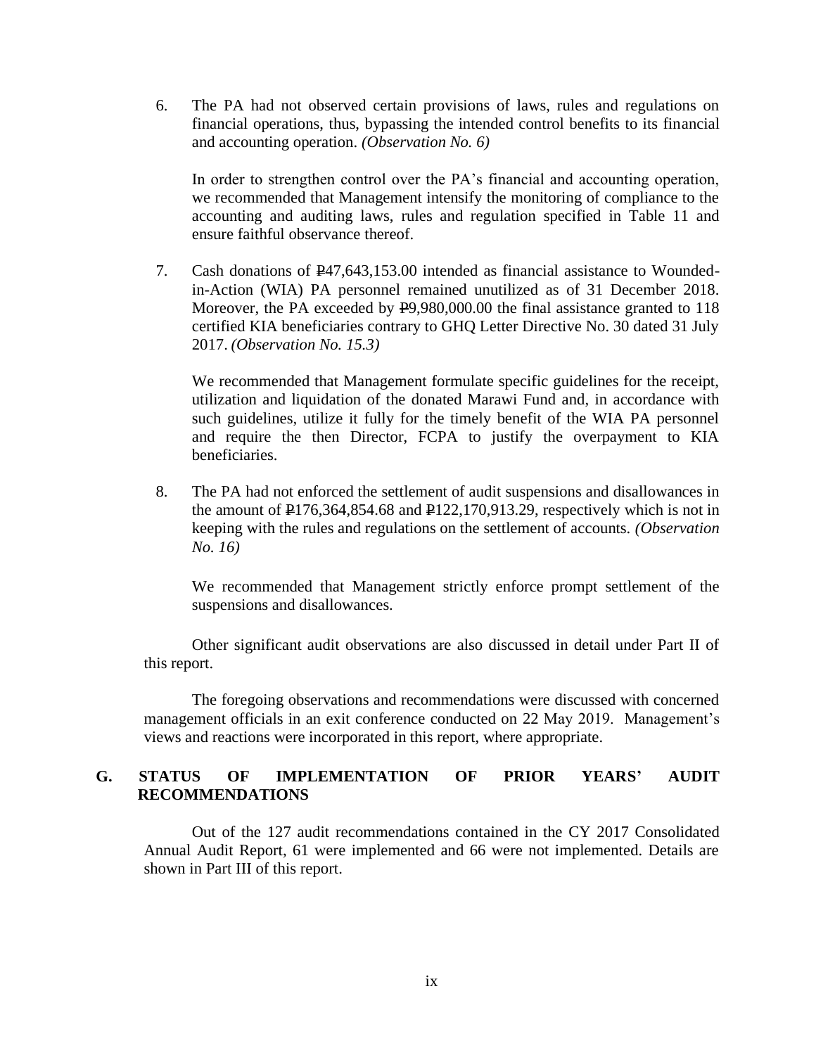6. The PA had not observed certain provisions of laws, rules and regulations on financial operations, thus, bypassing the intended control benefits to its financial and accounting operation. *(Observation No. 6)*

   In order to strengthen control over the PA's financial and accounting operation, we recommended that Management intensify the monitoring of compliance to the accounting and auditing laws, rules and regulation specified in Table 11 and ensure faithful observance thereof.

7. Cash donations of ₱47,643,153.00 intended as financial assistance to Wounded-in-Action (WIA) PA personnel remained unutilized as of 31 December 2018. Moreover, the PA exceeded by ₱9,980,000.00 the final assistance granted to 118 certified KIA beneficiaries contrary to GHQ Letter Directive No. 30 dated 31 July 2017. *(Observation No. 15.3)*

   We recommended that Management formulate specific guidelines for the receipt, utilization and liquidation of the donated Marawi Fund and, in accordance with such guidelines, utilize it fully for the timely benefit of the WIA PA personnel and require the then Director, FCPA to justify the overpayment to KIA beneficiaries.

8. The PA had not enforced the settlement of audit suspensions and disallowances in the amount of ₱176,364,854.68 and ₱122,170,913.29, respectively which is not in keeping with the rules and regulations on the settlement of accounts. *(Observation No. 16)*

   We recommended that Management strictly enforce prompt settlement of the suspensions and disallowances.

Other significant audit observations are also discussed in detail under Part II of this report.

The foregoing observations and recommendations were discussed with concerned management officials in an exit conference conducted on 22 May 2019. Management's views and reactions were incorporated in this report, where appropriate.

## G. STATUS OF IMPLEMENTATION OF PRIOR YEARS' AUDIT RECOMMENDATIONS

Out of the 127 audit recommendations contained in the CY 2017 Consolidated Annual Audit Report, 61 were implemented and 66 were not implemented. Details are shown in Part III of this report.